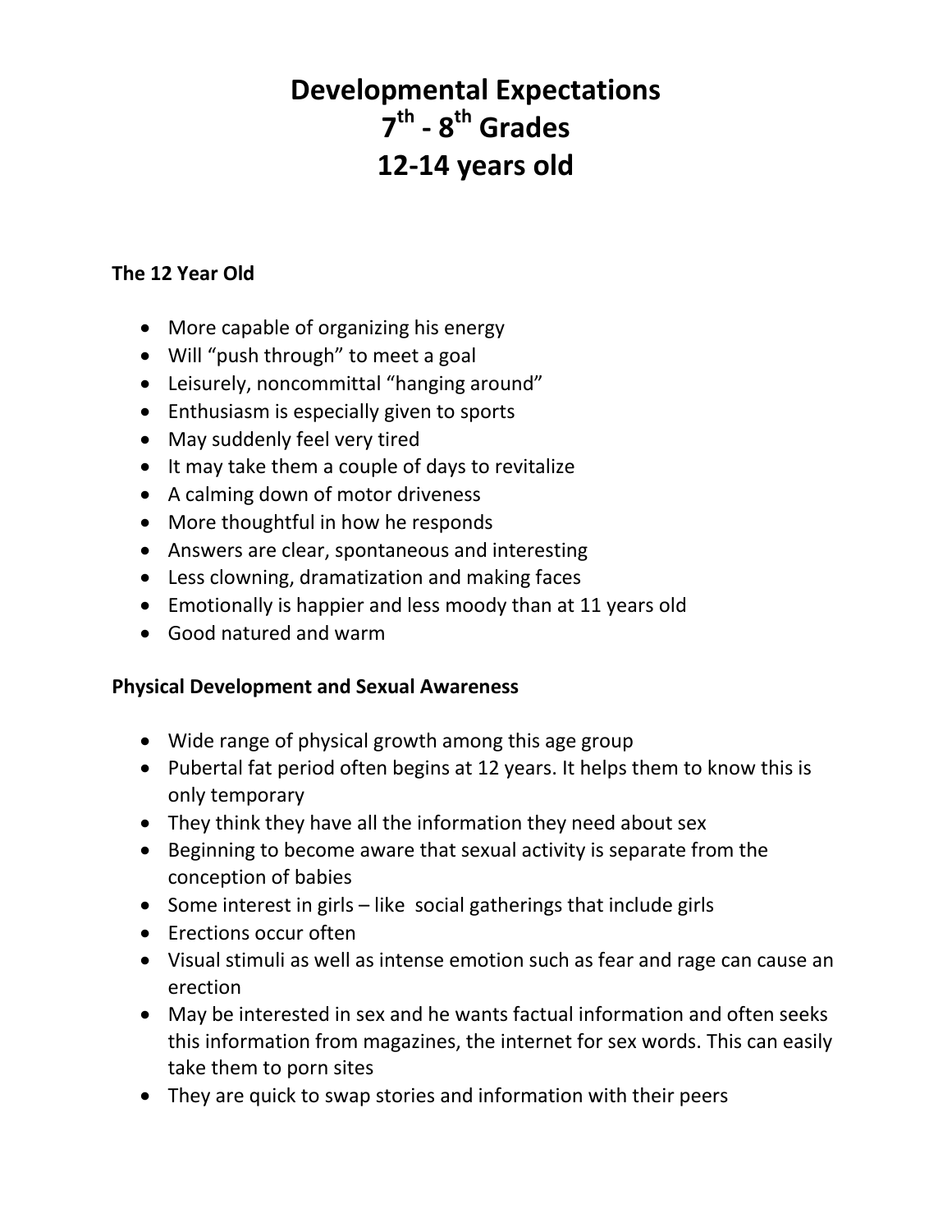# Developmental Expectations
# 7th - 8th Grades
# 12-14 years old

### The 12 Year Old

- More capable of organizing his energy
- Will "push through" to meet a goal
- Leisurely, noncommittal "hanging around"
- Enthusiasm is especially given to sports
- May suddenly feel very tired
- It may take them a couple of days to revitalize
- A calming down of motor driveness
- More thoughtful in how he responds
- Answers are clear, spontaneous and interesting
- Less clowning, dramatization and making faces
- Emotionally is happier and less moody than at 11 years old
- Good natured and warm

### Physical Development and Sexual Awareness

- Wide range of physical growth among this age group
- Pubertal fat period often begins at 12 years. It helps them to know this is only temporary
- They think they have all the information they need about sex
- Beginning to become aware that sexual activity is separate from the conception of babies
- Some interest in girls – like social gatherings that include girls
- Erections occur often
- Visual stimuli as well as intense emotion such as fear and rage can cause an erection
- May be interested in sex and he wants factual information and often seeks this information from magazines, the internet for sex words. This can easily take them to porn sites
- They are quick to swap stories and information with their peers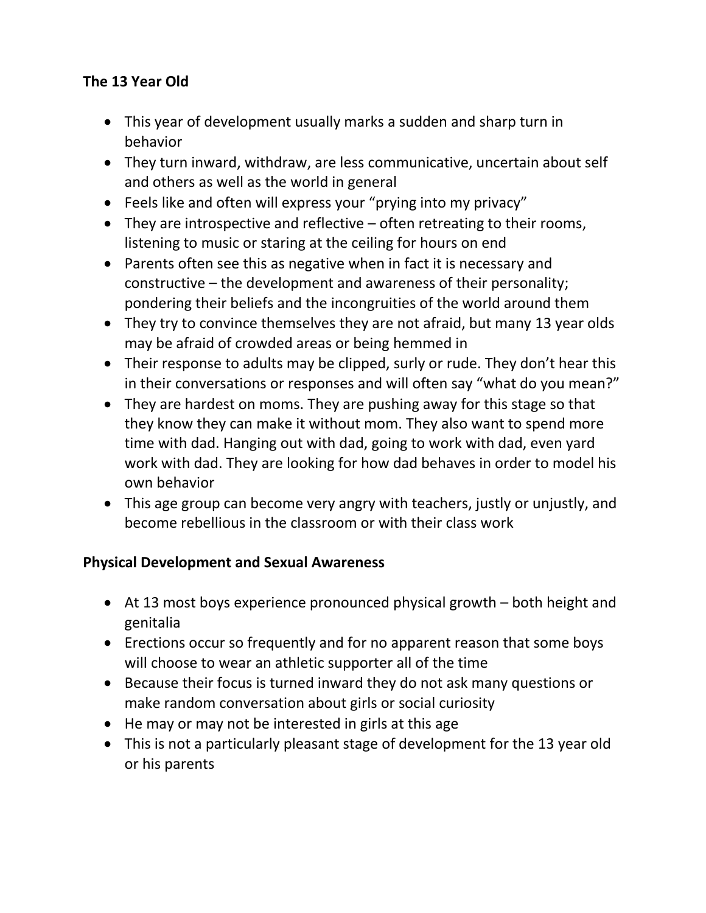**The 13 Year Old**

- This year of development usually marks a sudden and sharp turn in behavior
- They turn inward, withdraw, are less communicative, uncertain about self and others as well as the world in general
- Feels like and often will express your "prying into my privacy"
- They are introspective and reflective – often retreating to their rooms, listening to music or staring at the ceiling for hours on end
- Parents often see this as negative when in fact it is necessary and constructive – the development and awareness of their personality; pondering their beliefs and the incongruities of the world around them
- They try to convince themselves they are not afraid, but many 13 year olds may be afraid of crowded areas or being hemmed in
- Their response to adults may be clipped, surly or rude. They don't hear this in their conversations or responses and will often say "what do you mean?"
- They are hardest on moms. They are pushing away for this stage so that they know they can make it without mom. They also want to spend more time with dad. Hanging out with dad, going to work with dad, even yard work with dad. They are looking for how dad behaves in order to model his own behavior
- This age group can become very angry with teachers, justly or unjustly, and become rebellious in the classroom or with their class work

**Physical Development and Sexual Awareness**

- At 13 most boys experience pronounced physical growth – both height and genitalia
- Erections occur so frequently and for no apparent reason that some boys will choose to wear an athletic supporter all of the time
- Because their focus is turned inward they do not ask many questions or make random conversation about girls or social curiosity
- He may or may not be interested in girls at this age
- This is not a particularly pleasant stage of development for the 13 year old or his parents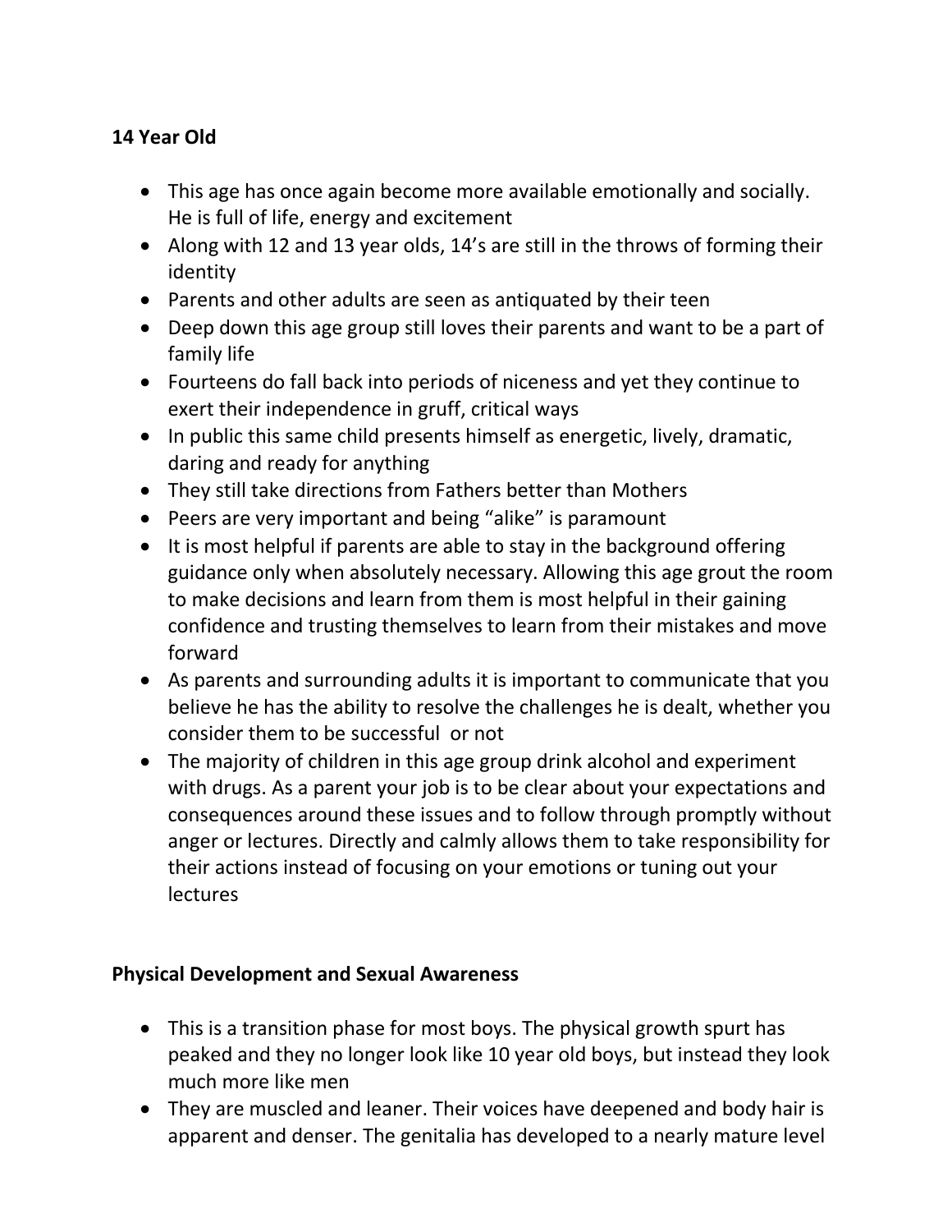**14 Year Old**

- This age has once again become more available emotionally and socially. He is full of life, energy and excitement
- Along with 12 and 13 year olds, 14's are still in the throws of forming their identity
- Parents and other adults are seen as antiquated by their teen
- Deep down this age group still loves their parents and want to be a part of family life
- Fourteens do fall back into periods of niceness and yet they continue to exert their independence in gruff, critical ways
- In public this same child presents himself as energetic, lively, dramatic, daring and ready for anything
- They still take directions from Fathers better than Mothers
- Peers are very important and being "alike" is paramount
- It is most helpful if parents are able to stay in the background offering guidance only when absolutely necessary. Allowing this age grout the room to make decisions and learn from them is most helpful in their gaining confidence and trusting themselves to learn from their mistakes and move forward
- As parents and surrounding adults it is important to communicate that you believe he has the ability to resolve the challenges he is dealt, whether you consider them to be successful or not
- The majority of children in this age group drink alcohol and experiment with drugs. As a parent your job is to be clear about your expectations and consequences around these issues and to follow through promptly without anger or lectures. Directly and calmly allows them to take responsibility for their actions instead of focusing on your emotions or tuning out your lectures

**Physical Development and Sexual Awareness**

- This is a transition phase for most boys. The physical growth spurt has peaked and they no longer look like 10 year old boys, but instead they look much more like men
- They are muscled and leaner. Their voices have deepened and body hair is apparent and denser. The genitalia has developed to a nearly mature level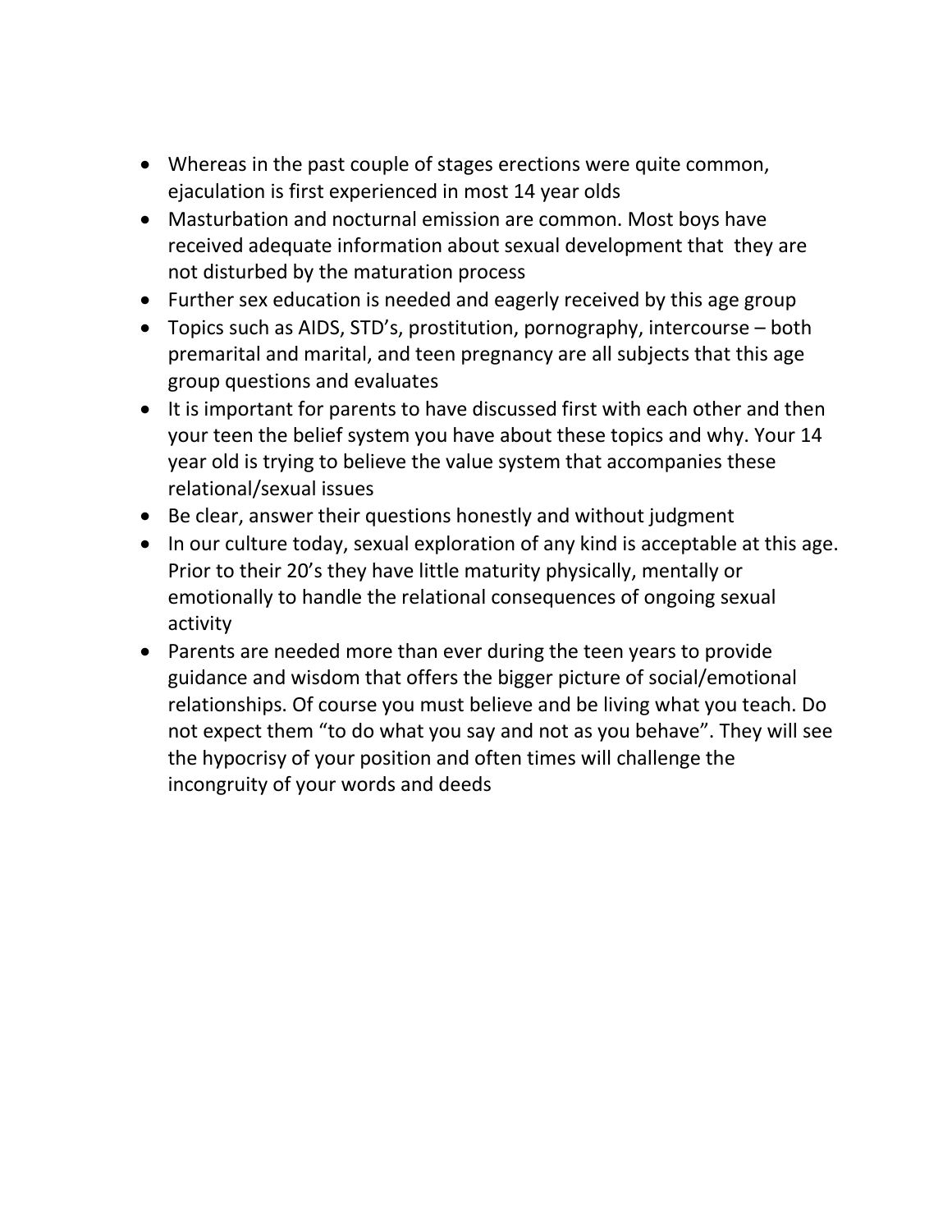- Whereas in the past couple of stages erections were quite common, ejaculation is first experienced in most 14 year olds
- Masturbation and nocturnal emission are common. Most boys have received adequate information about sexual development that  they are not disturbed by the maturation process
- Further sex education is needed and eagerly received by this age group
- Topics such as AIDS, STD's, prostitution, pornography, intercourse – both premarital and marital, and teen pregnancy are all subjects that this age group questions and evaluates
- It is important for parents to have discussed first with each other and then your teen the belief system you have about these topics and why. Your 14 year old is trying to believe the value system that accompanies these relational/sexual issues
- Be clear, answer their questions honestly and without judgment
- In our culture today, sexual exploration of any kind is acceptable at this age. Prior to their 20's they have little maturity physically, mentally or emotionally to handle the relational consequences of ongoing sexual activity
- Parents are needed more than ever during the teen years to provide guidance and wisdom that offers the bigger picture of social/emotional relationships. Of course you must believe and be living what you teach. Do not expect them "to do what you say and not as you behave". They will see the hypocrisy of your position and often times will challenge the incongruity of your words and deeds